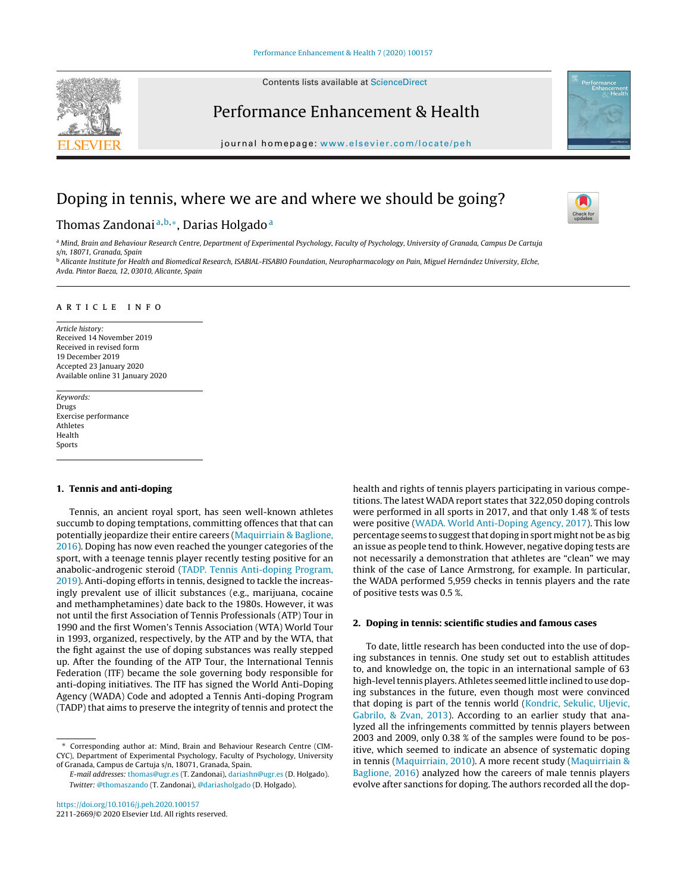# Doping in tennis, where we are and where we should be going?

Thomas Zandonai [a,b,*], Darias Holgado [a]

[a] Mind, Brain and Behaviour Research Centre, Department of Experimental Psychology, Faculty of Psychology, University of Granada, Campus De Cartuja s/n, 18071, Granada, Spain

[b] Alicante Institute for Health and Biomedical Research, ISABIAL-FISABIO Foundation, Neuropharmacology on Pain, Miguel Hernández University, Elche, Avda. Pintor Baeza, 12, 03010, Alicante, Spain

**ARTICLE INFO**

*Article history:*
Received 14 November 2019
Received in revised form 19 December 2019
Accepted 23 January 2020
Available online 31 January 2020

*Keywords:*
Drugs
Exercise performance
Athletes
Health
Sports

## 1. Tennis and anti-doping

Tennis, an ancient royal sport, has seen well-known athletes succumb to doping temptations, committing offences that that can potentially jeopardize their entire careers (Maquirriain & Baglione, 2016). Doping has now even reached the younger categories of the sport, with a teenage tennis player recently testing positive for an anabolic-androgenic steroid (TADP. Tennis Anti-doping Program, 2019). Anti-doping efforts in tennis, designed to tackle the increasingly prevalent use of illicit substances (e.g., marijuana, cocaine and methamphetamines) date back to the 1980s. However, it was not until the first Association of Tennis Professionals (ATP) Tour in 1990 and the first Women's Tennis Association (WTA) World Tour in 1993, organized, respectively, by the ATP and by the WTA, that the fight against the use of doping substances was really stepped up. After the founding of the ATP Tour, the International Tennis Federation (ITF) became the sole governing body responsible for anti-doping initiatives. The ITF has signed the World Anti-Doping Agency (WADA) Code and adopted a Tennis Anti-doping Program (TADP) that aims to preserve the integrity of tennis and protect the health and rights of tennis players participating in various competitions. The latest WADA report states that 322,050 doping controls were performed in all sports in 2017, and that only 1.48 % of tests were positive (WADA. World Anti-Doping Agency, 2017). This low percentage seems to suggest that doping in sport might not be as big an issue as people tend to think. However, negative doping tests are not necessarily a demonstration that athletes are "clean" we may think of the case of Lance Armstrong, for example. In particular, the WADA performed 5,959 checks in tennis players and the rate of positive tests was 0.5 %.

## 2. Doping in tennis: scientific studies and famous cases

To date, little research has been conducted into the use of doping substances in tennis. One study set out to establish attitudes to, and knowledge on, the topic in an international sample of 63 high-level tennis players. Athletes seemed little inclined to use doping substances in the future, even though most were convinced that doping is part of the tennis world (Kondric, Sekulic, Uljevic, Gabrilo, & Zvan, 2013). According to an earlier study that analyzed all the infringements committed by tennis players between 2003 and 2009, only 0.38 % of the samples were found to be positive, which seemed to indicate an absence of systematic doping in tennis (Maquirriain, 2010). A more recent study (Maquirriain & Baglione, 2016) analyzed how the careers of male tennis players evolve after sanctions for doping. The authors recorded all the dop-

\* Corresponding author at: Mind, Brain and Behaviour Research Centre (CIMCYC), Department of Experimental Psychology, Faculty of Psychology, University of Granada, Campus de Cartuja s/n, 18071, Granada, Spain.

*E-mail addresses:* thomas@ugr.es (T. Zandonai), dariashn@ugr.es (D. Holgado).

*Twitter:* @thomaszando (T. Zandonai), @dariasholgado (D. Holgado).

https://doi.org/10.1016/j.peh.2020.100157
2211-2669/© 2020 Elsevier Ltd. All rights reserved.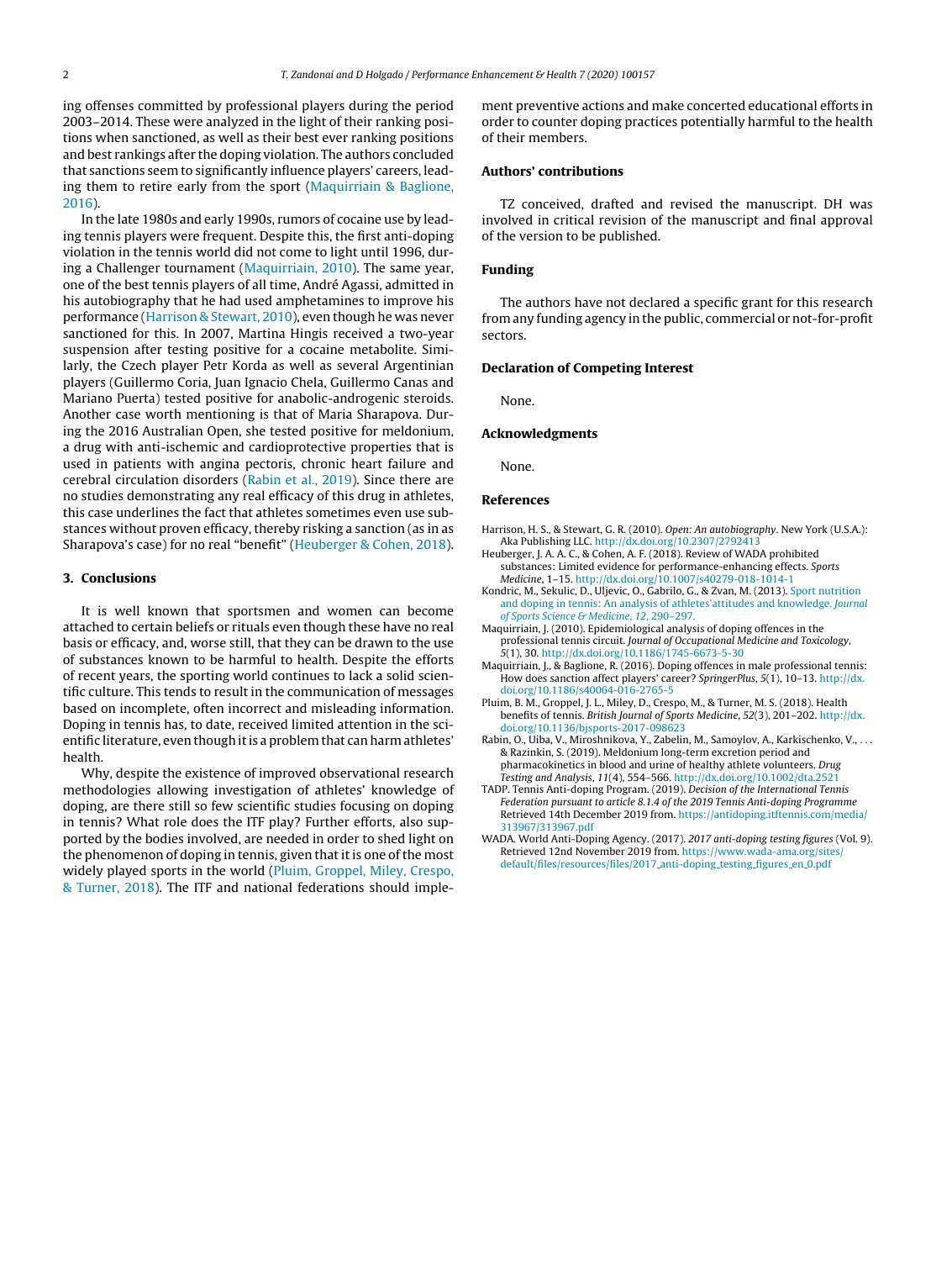ing offenses committed by professional players during the period 2003–2014. These were analyzed in the light of their ranking positions when sanctioned, as well as their best ever ranking positions and best rankings after the doping violation. The authors concluded that sanctions seem to significantly influence players' careers, leading them to retire early from the sport (Maquirriain & Baglione, 2016).

In the late 1980s and early 1990s, rumors of cocaine use by leading tennis players were frequent. Despite this, the first anti-doping violation in the tennis world did not come to light until 1996, during a Challenger tournament (Maquirriain, 2010). The same year, one of the best tennis players of all time, André Agassi, admitted in his autobiography that he had used amphetamines to improve his performance (Harrison & Stewart, 2010), even though he was never sanctioned for this. In 2007, Martina Hingis received a two-year suspension after testing positive for a cocaine metabolite. Similarly, the Czech player Petr Korda as well as several Argentinian players (Guillermo Coria, Juan Ignacio Chela, Guillermo Canas and Mariano Puerta) tested positive for anabolic-androgenic steroids. Another case worth mentioning is that of Maria Sharapova. During the 2016 Australian Open, she tested positive for meldonium, a drug with anti-ischemic and cardioprotective properties that is used in patients with angina pectoris, chronic heart failure and cerebral circulation disorders (Rabin et al., 2019). Since there are no studies demonstrating any real efficacy of this drug in athletes, this case underlines the fact that athletes sometimes even use substances without proven efficacy, thereby risking a sanction (as in as Sharapova's case) for no real "benefit" (Heuberger & Cohen, 2018).

## 3. Conclusions

It is well known that sportsmen and women can become attached to certain beliefs or rituals even though these have no real basis or efficacy, and, worse still, that they can be drawn to the use of substances known to be harmful to health. Despite the efforts of recent years, the sporting world continues to lack a solid scientific culture. This tends to result in the communication of messages based on incomplete, often incorrect and misleading information. Doping in tennis has, to date, received limited attention in the scientific literature, even though it is a problem that can harm athletes' health.

Why, despite the existence of improved observational research methodologies allowing investigation of athletes' knowledge of doping, are there still so few scientific studies focusing on doping in tennis? What role does the ITF play? Further efforts, also supported by the bodies involved, are needed in order to shed light on the phenomenon of doping in tennis, given that it is one of the most widely played sports in the world (Pluim, Groppel, Miley, Crespo, & Turner, 2018). The ITF and national federations should implement preventive actions and make concerted educational efforts in order to counter doping practices potentially harmful to the health of their members.

## Authors' contributions

TZ conceived, drafted and revised the manuscript. DH was involved in critical revision of the manuscript and final approval of the version to be published.

## Funding

The authors have not declared a specific grant for this research from any funding agency in the public, commercial or not-for-profit sectors.

## Declaration of Competing Interest

None.

## Acknowledgments

None.

## References

Harrison, H. S., & Stewart, G. R. (2010). *Open: An autobiography*. New York (U.S.A.): Aka Publishing LLC. http://dx.doi.org/10.2307/2792413

Heuberger, J. A. A. C., & Cohen, A. F. (2018). Review of WADA prohibited substances: Limited evidence for performance-enhancing effects. *Sports Medicine*, 1–15. http://dx.doi.org/10.1007/s40279-018-1014-1

Kondric, M., Sekulic, D., Uljevic, O., Gabrilo, G., & Zvan, M. (2013). Sport nutrition and doping in tennis: An analysis of athletes'attitudes and knowledge. *Journal of Sports Science & Medicine*, *12*, 290–297.

Maquirriain, J. (2010). Epidemiological analysis of doping offences in the professional tennis circuit. *Journal of Occupational Medicine and Toxicology*, *5*(1), 30. http://dx.doi.org/10.1186/1745-6673-5-30

Maquirriain, J., & Baglione, R. (2016). Doping offences in male professional tennis: How does sanction affect players' career? *SpringerPlus*, *5*(1), 10–13. http://dx.doi.org/10.1186/s40064-016-2765-5

Pluim, B. M., Groppel, J. L., Miley, D., Crespo, M., & Turner, M. S. (2018). Health benefits of tennis. *British Journal of Sports Medicine*, *52*(3), 201–202. http://dx.doi.org/10.1136/bjsports-2017-098623

Rabin, O., Uiba, V., Miroshnikova, Y., Zabelin, M., Samoylov, A., Karkischenko, V., ... & Razinkin, S. (2019). Meldonium long-term excretion period and pharmacokinetics in blood and urine of healthy athlete volunteers. *Drug Testing and Analysis*, *11*(4), 554–566. http://dx.doi.org/10.1002/dta.2521

TADP. Tennis Anti-doping Program. (2019). *Decision of the International Tennis Federation pursuant to article 8.1.4 of the 2019 Tennis Anti-doping Programme* Retrieved 14th December 2019 from. https://antidoping.itftennis.com/media/313967/313967.pdf

WADA. World Anti-Doping Agency. (2017). *2017 anti-doping testing figures* (Vol. 9). Retrieved 12nd November 2019 from. https://www.wada-ama.org/sites/default/files/resources/files/2017_anti-doping_testing_figures_en_0.pdf